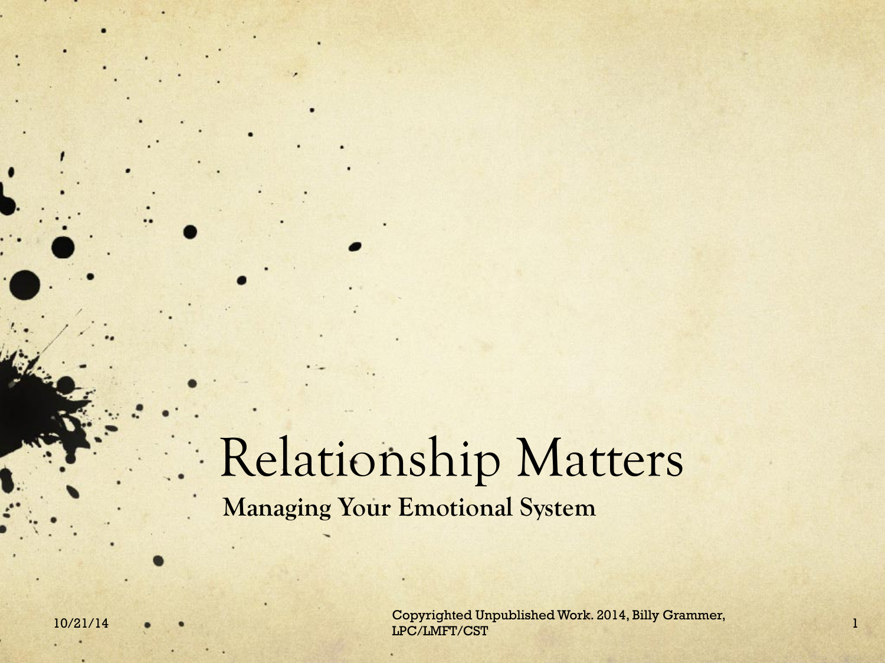# Relationship Matters

**Managing Your Emotional System**

Copyrighted Unpublished Work. 2014, Billy Grammer, LPC/LMFT/CST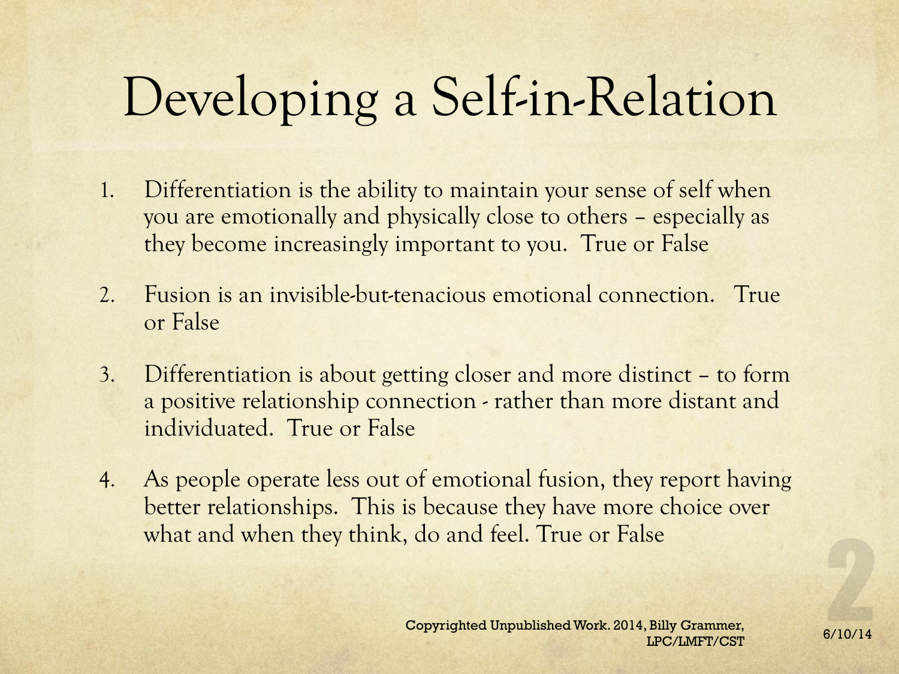# Developing a Self-in-Relation

1. Differentiation is the ability to maintain your sense of self when you are emotionally and physically close to others – especially as they become increasingly important to you. True or False

2. Fusion is an invisible-but-tenacious emotional connection. True or False

3. Differentiation is about getting closer and more distinct – to form a positive relationship connection - rather than more distant and individuated. True or False

4. As people operate less out of emotional fusion, they report having better relationships. This is because they have more choice over what and when they think, do and feel. True or False

Copyrighted Unpublished Work. 2014, Billy Grammer, LPC/LMFT/CST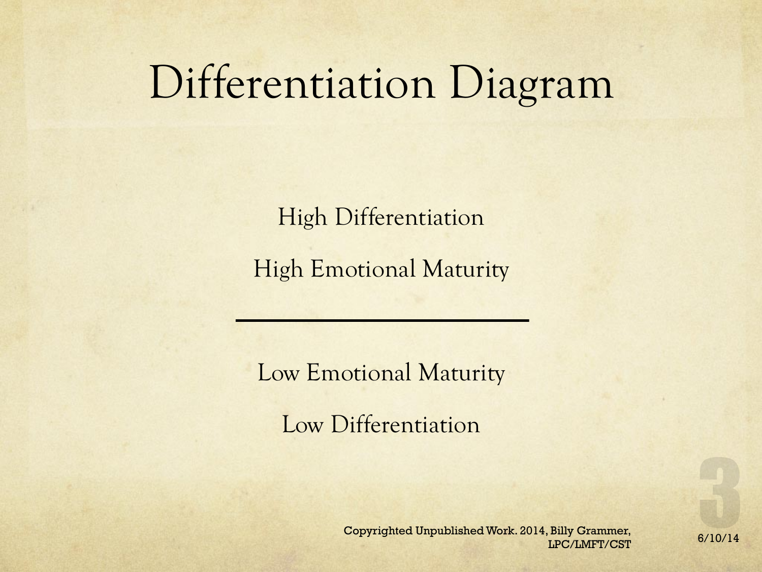# Differentiation Diagram

High Differentiation

High Emotional Maturity

---

Low Emotional Maturity

Low Differentiation

Copyrighted Unpublished Work. 2014, Billy Grammer, LPC/LMFT/CST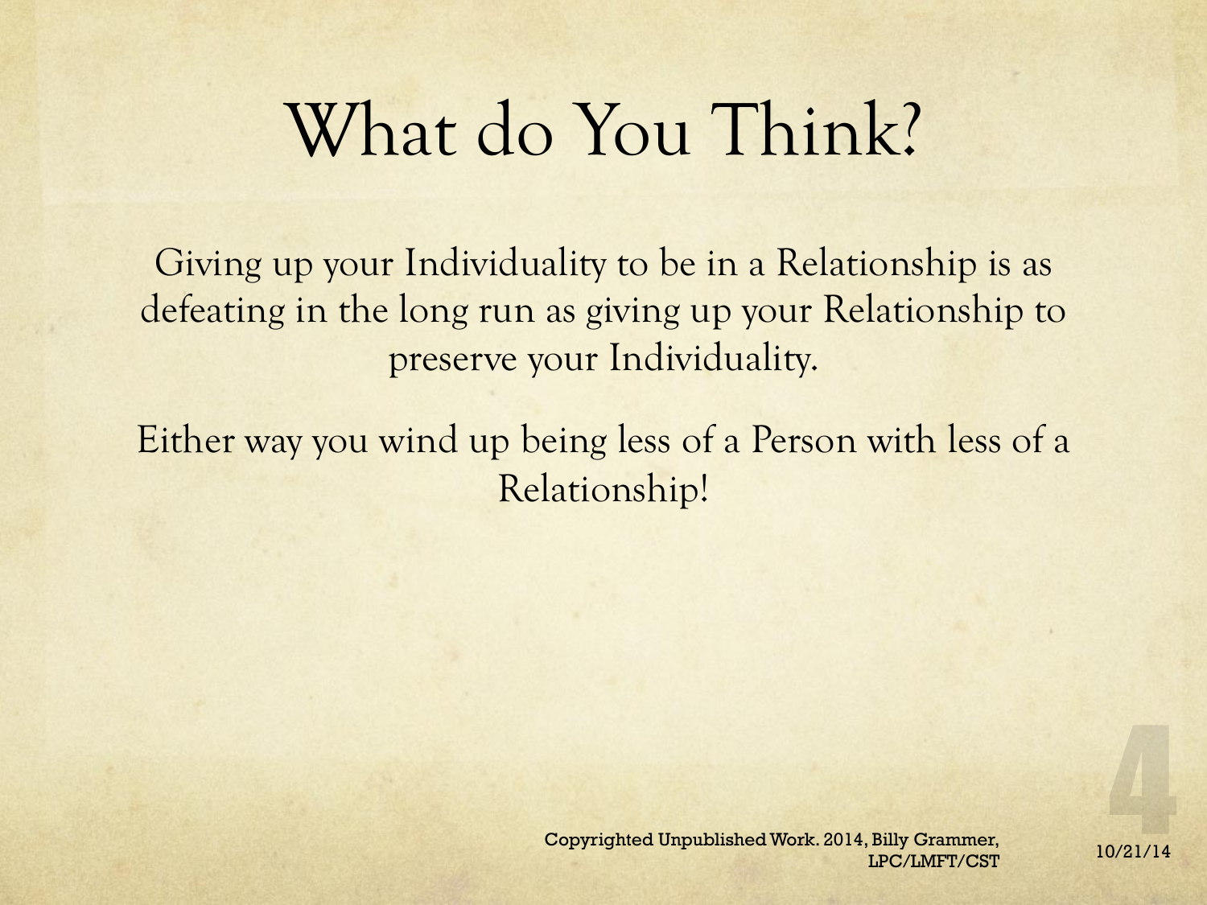# What do You Think?

Giving up your Individuality to be in a Relationship is as defeating in the long run as giving up your Relationship to preserve your Individuality.

Either way you wind up being less of a Person with less of a Relationship!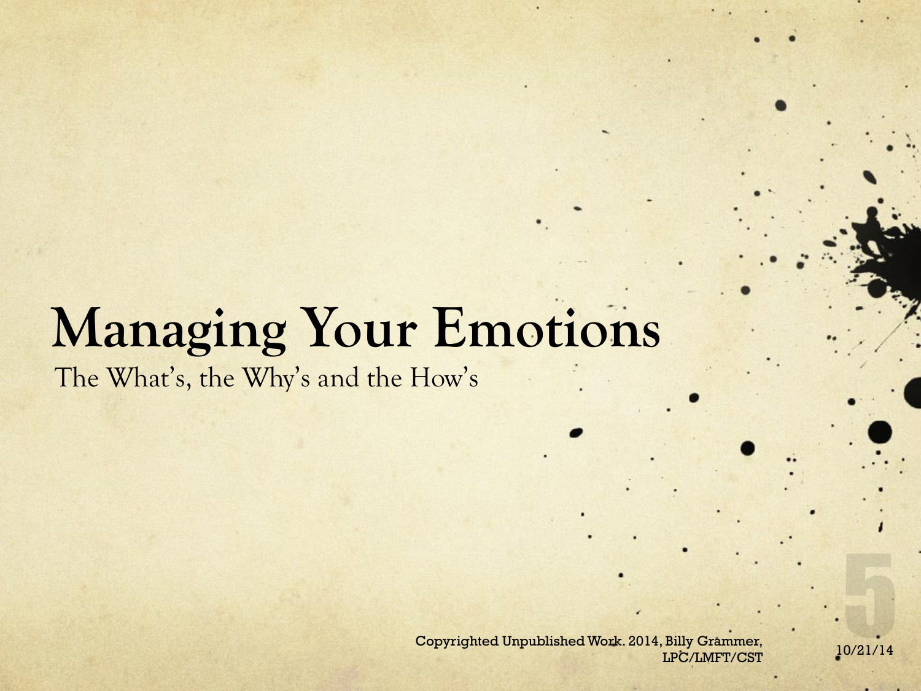# Managing Your Emotions

The What's, the Why's and the How's

Copyrighted Unpublished Work. 2014, Billy Grammer, LPC/LMFT/CST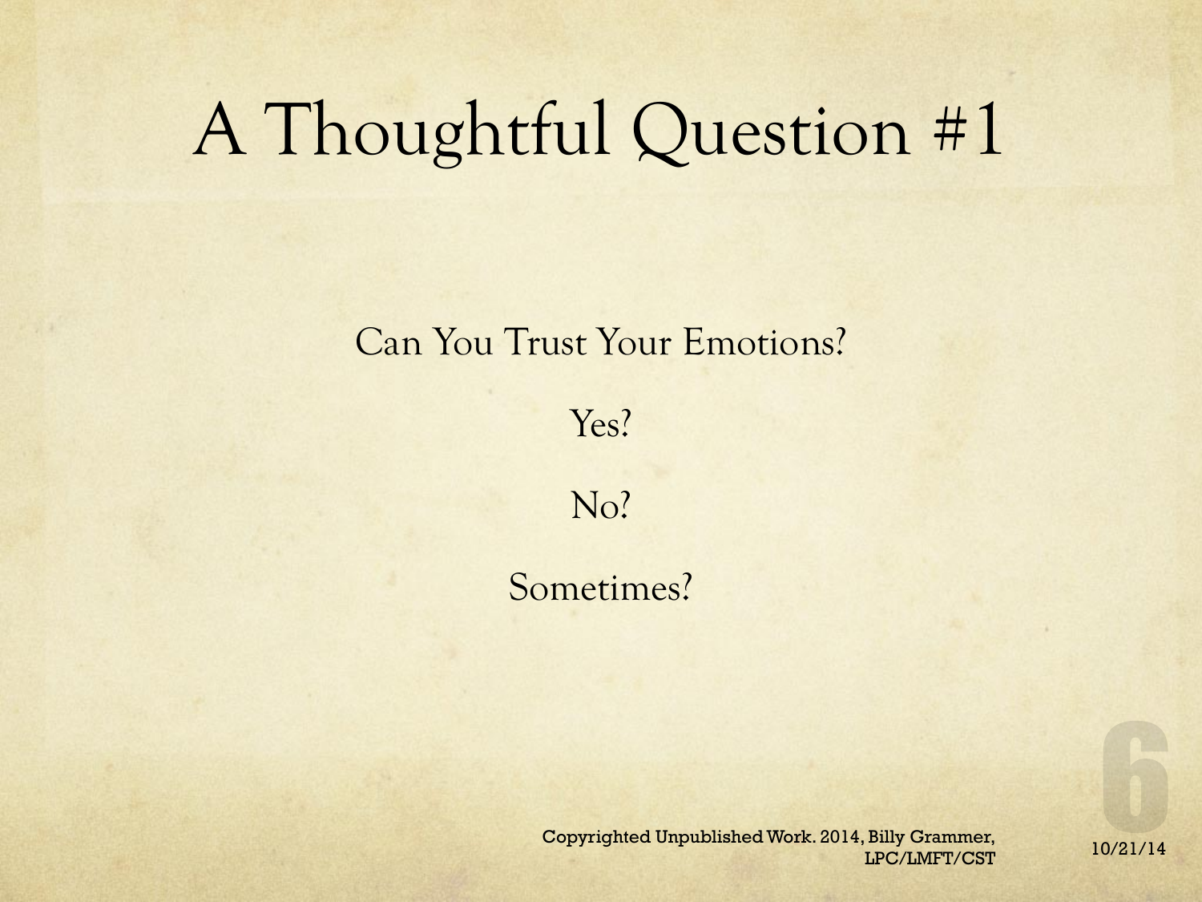# A Thoughtful Question #1

Can You Trust Your Emotions?

Yes?

No?

Sometimes?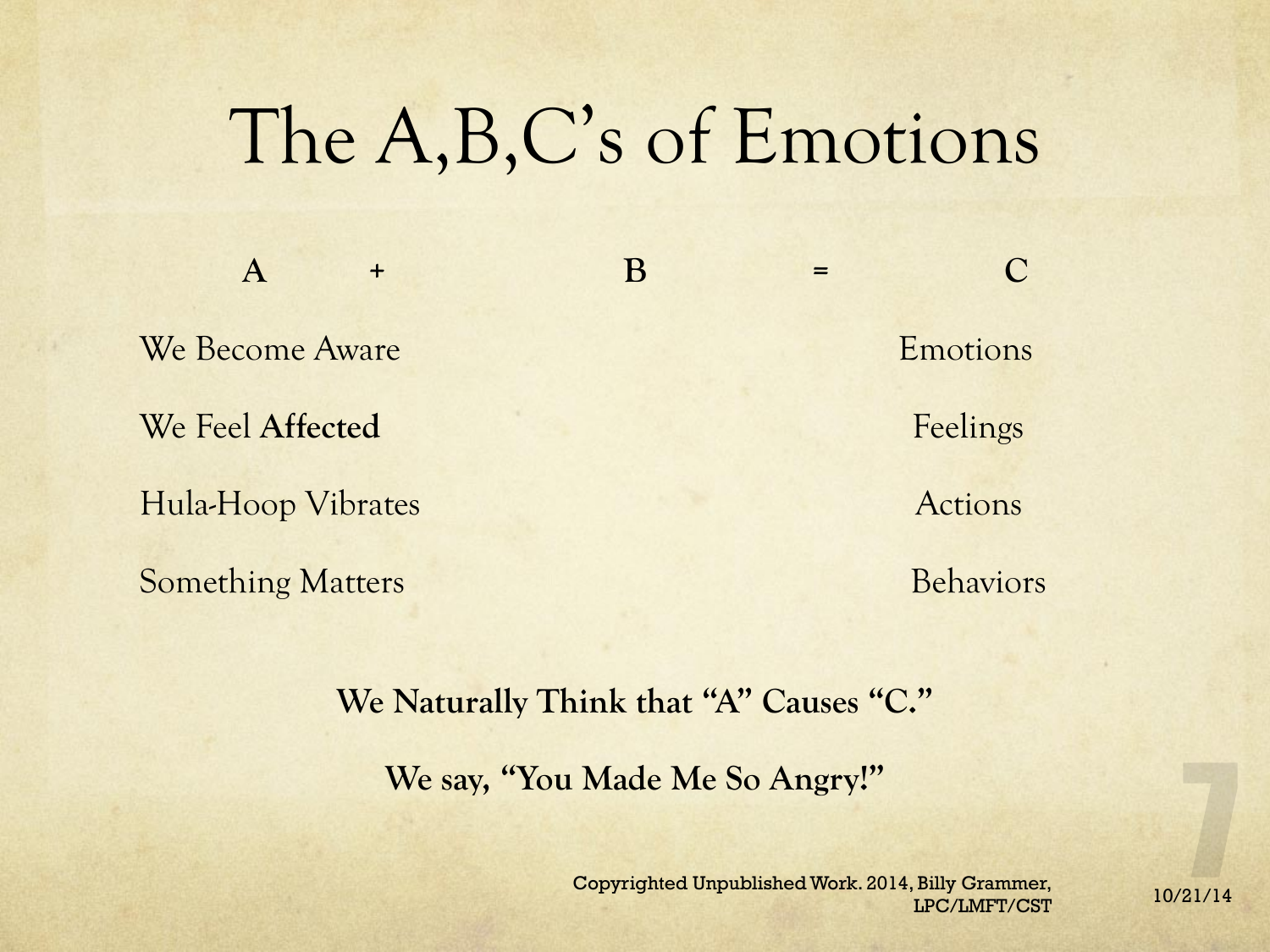# The A,B,C's of Emotions

| A + | B = | C |
|---|---|---|
| We Become Aware | | Emotions |
| We Feel **Affected** | | Feelings |
| Hula-Hoop Vibrates | | Actions |
| Something Matters | | Behaviors |

**We Naturally Think that "A" Causes "C."**

**We say, "You Made Me So Angry!"**

Copyrighted Unpublished Work. 2014, Billy Grammer, LPC/LMFT/CST

10/21/14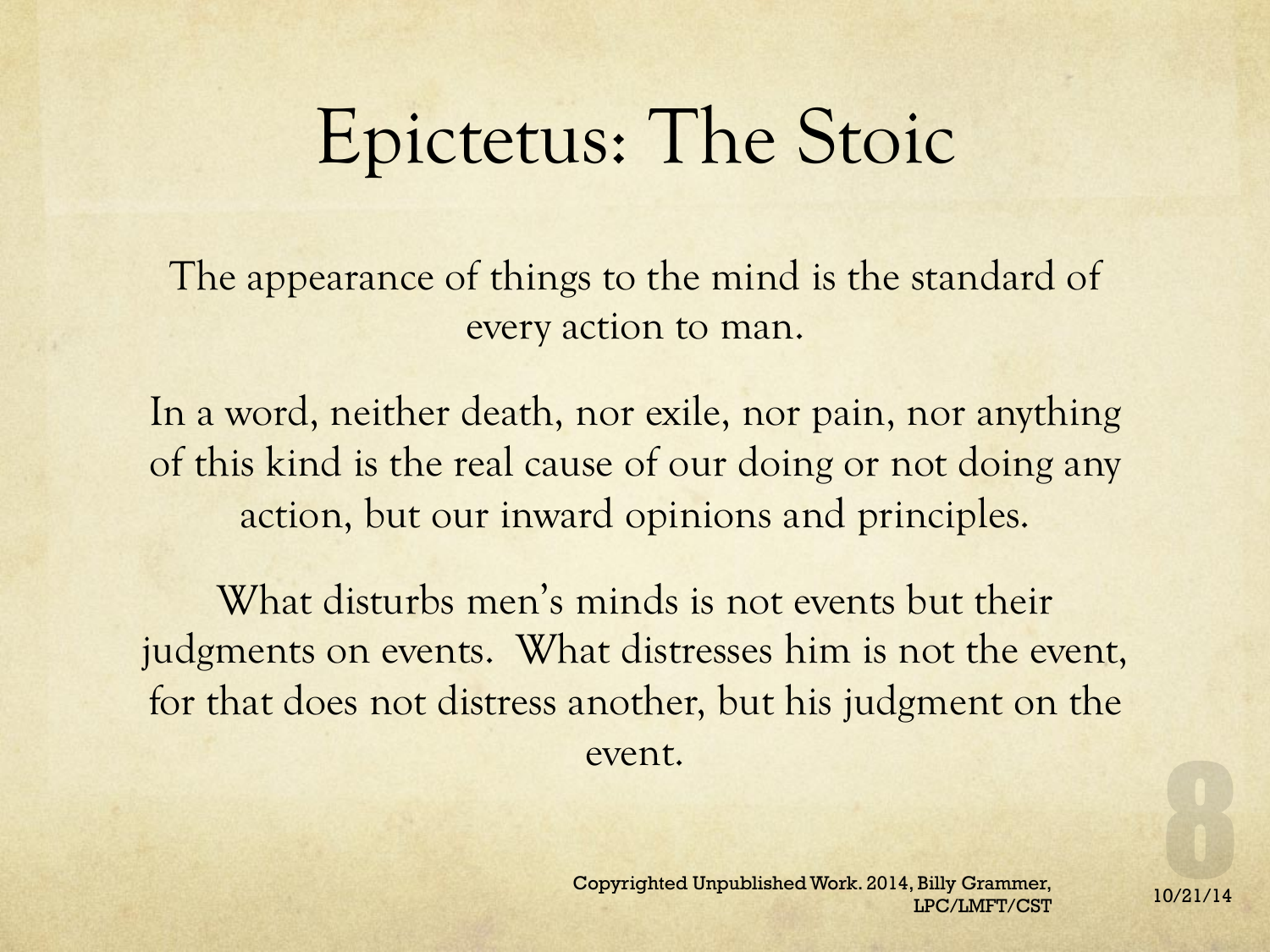# Epictetus: The Stoic

The appearance of things to the mind is the standard of every action to man.

In a word, neither death, nor exile, nor pain, nor anything of this kind is the real cause of our doing or not doing any action, but our inward opinions and principles.

What disturbs men's minds is not events but their judgments on events. What distresses him is not the event, for that does not distress another, but his judgment on the event.

Copyrighted Unpublished Work. 2014, Billy Grammer, LPC/LMFT/CST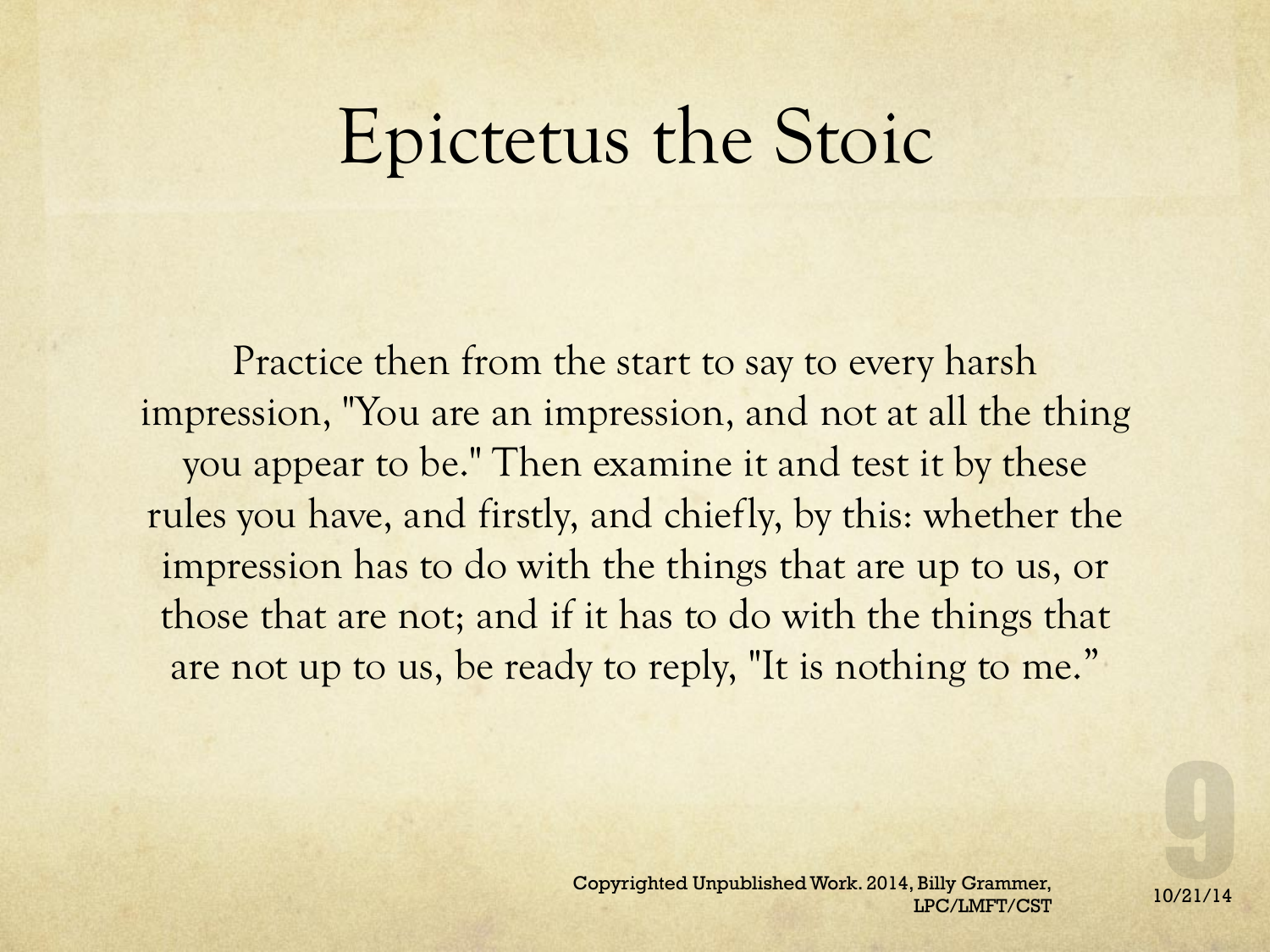# Epictetus the Stoic

Practice then from the start to say to every harsh impression, "You are an impression, and not at all the thing you appear to be." Then examine it and test it by these rules you have, and firstly, and chiefly, by this: whether the impression has to do with the things that are up to us, or those that are not; and if it has to do with the things that are not up to us, be ready to reply, "It is nothing to me."

Copyrighted Unpublished Work. 2014, Billy Grammer, LPC/LMFT/CST

10/21/14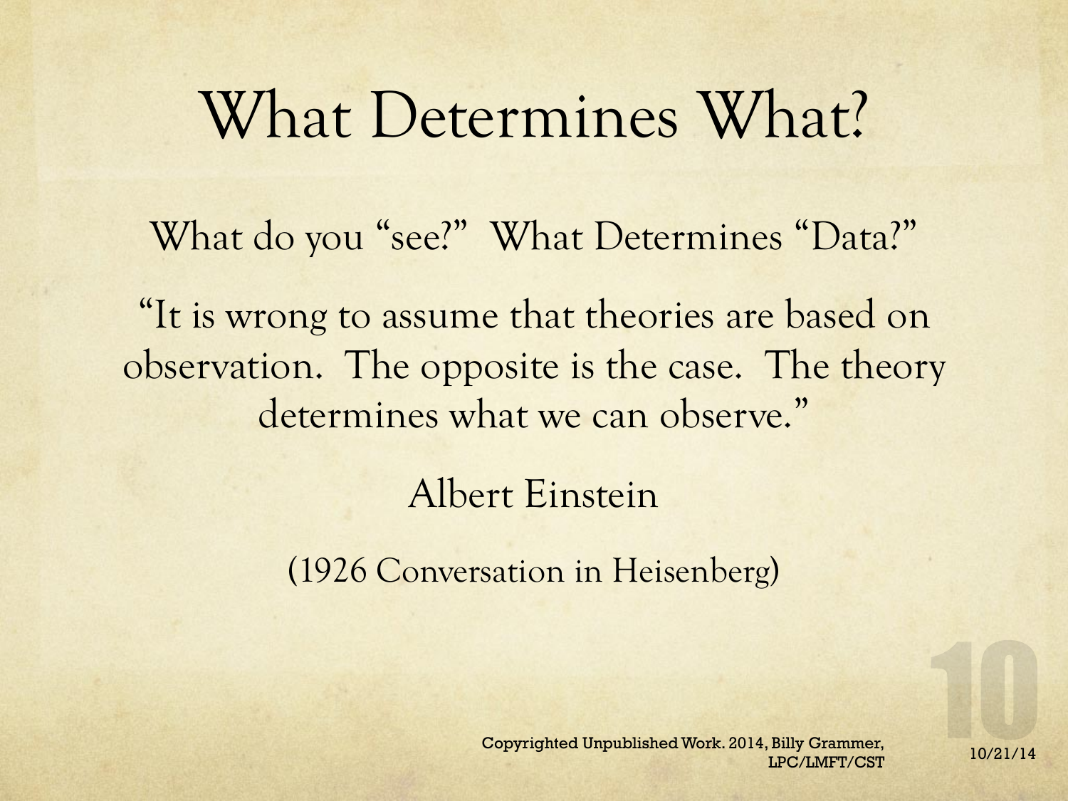# What Determines What?

What do you "see?" What Determines "Data?"

"It is wrong to assume that theories are based on observation. The opposite is the case. The theory determines what we can observe."

Albert Einstein

(1926 Conversation in Heisenberg)

Copyrighted Unpublished Work. 2014, Billy Grammer, LPC/LMFT/CST

10/21/14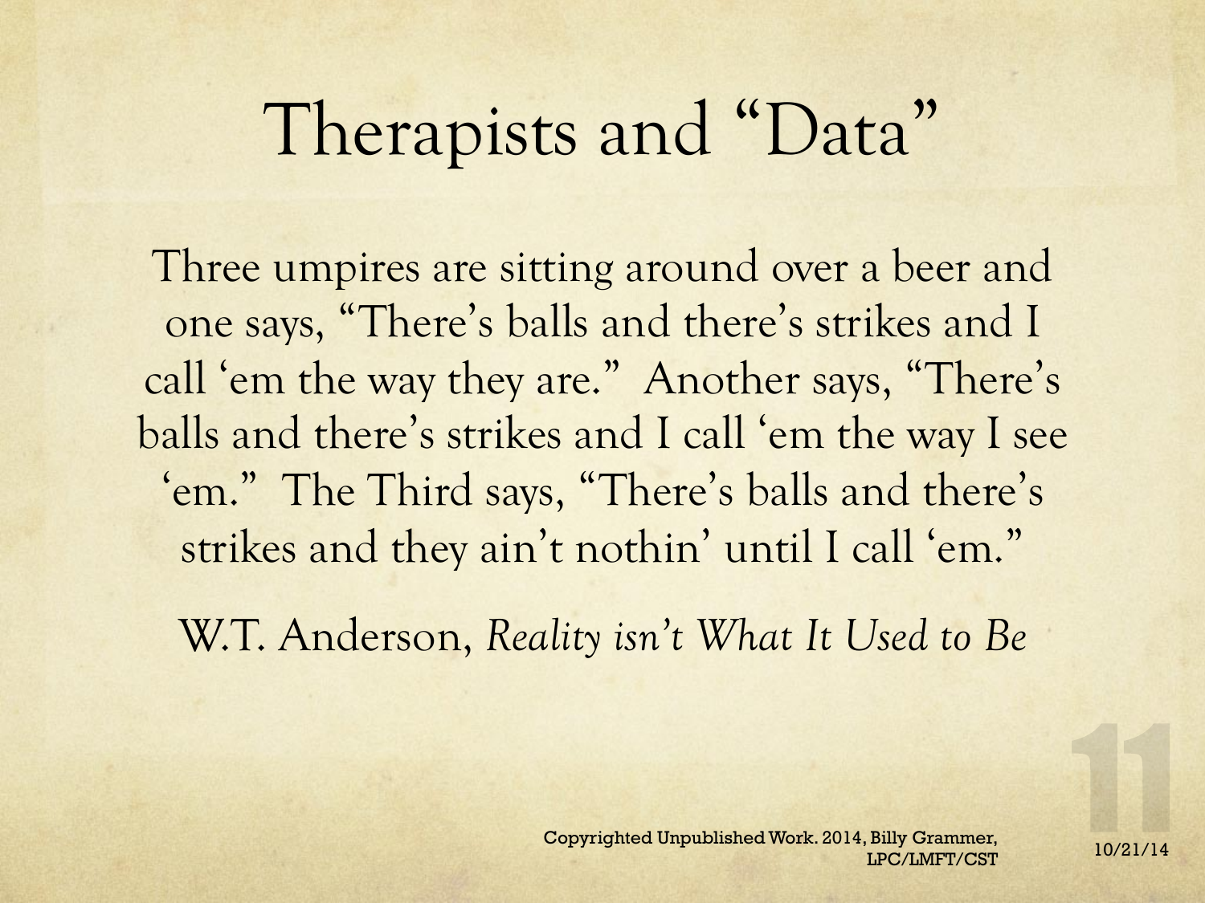# Therapists and "Data"

Three umpires are sitting around over a beer and one says, "There's balls and there's strikes and I call 'em the way they are." Another says, "There's balls and there's strikes and I call 'em the way I see 'em." The Third says, "There's balls and there's strikes and they ain't nothin' until I call 'em."

W.T. Anderson, *Reality isn't What It Used to Be*

Copyrighted Unpublished Work. 2014, Billy Grammer, LPC/LMFT/CST

10/21/14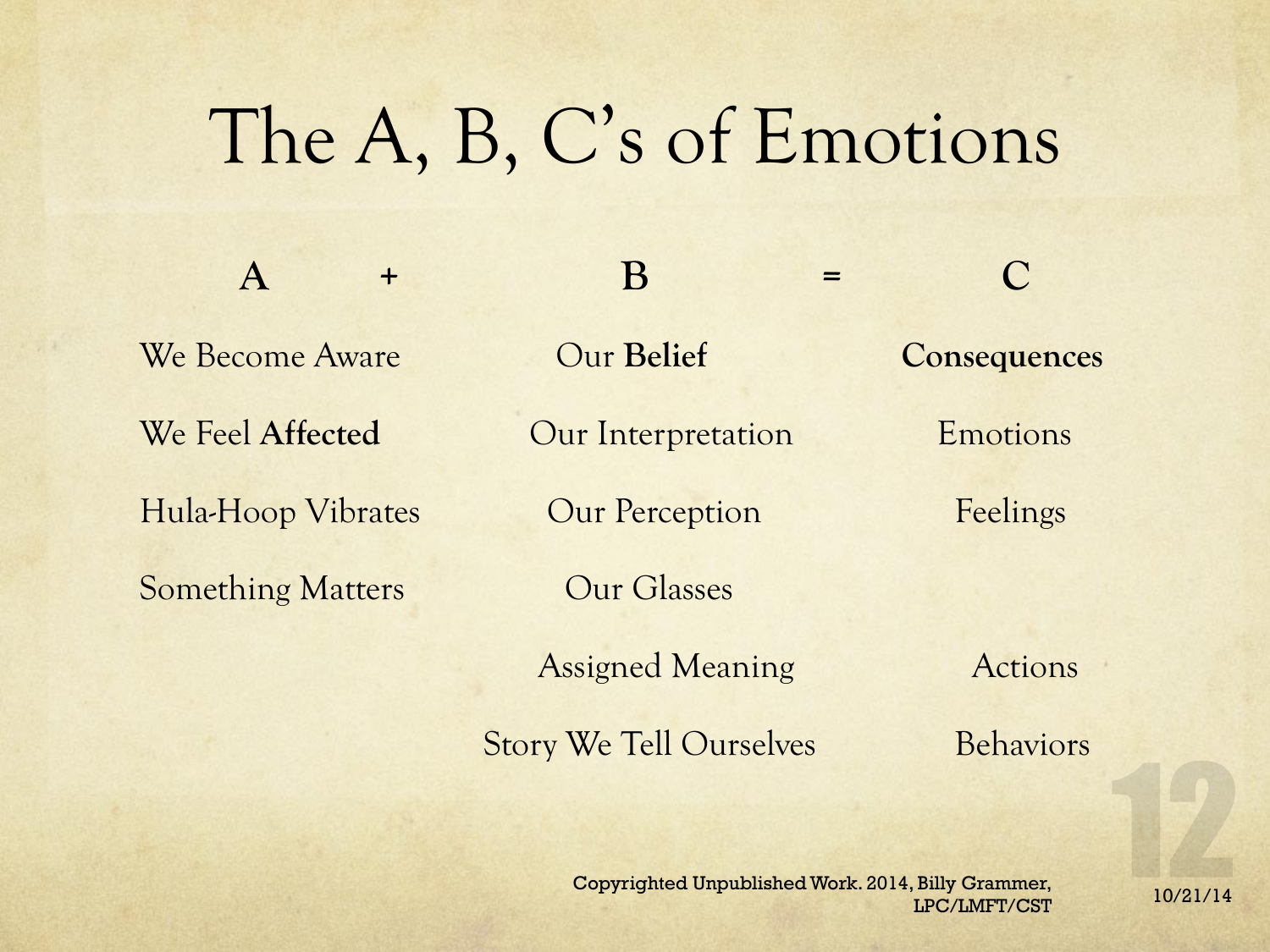# The A, B, C's of Emotions

| **A** + | **B** = | **C** |
| --- | --- | --- |
| We Become Aware | Our **Belief** | **Consequences** |
| We Feel **Affected** | Our Interpretation | Emotions |
| Hula-Hoop Vibrates | Our Perception | Feelings |
| Something Matters | Our Glasses | |
| | Assigned Meaning | Actions |
| | Story We Tell Ourselves | Behaviors |

Copyrighted Unpublished Work. 2014, Billy Grammer, LPC/LMFT/CST

10/21/14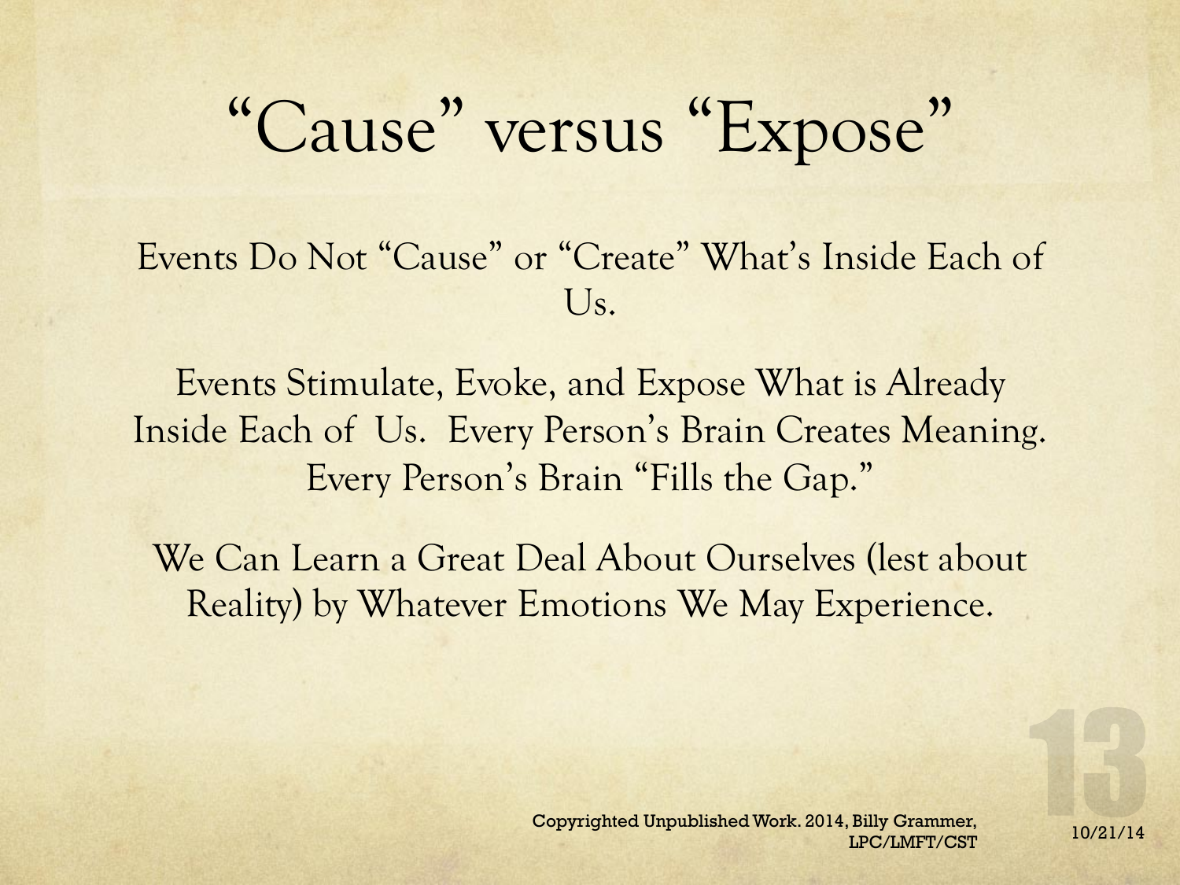# “Cause” versus “Expose”

Events Do Not “Cause” or “Create” What’s Inside Each of Us.

Events Stimulate, Evoke, and Expose What is Already Inside Each of Us. Every Person’s Brain Creates Meaning. Every Person’s Brain “Fills the Gap.”

We Can Learn a Great Deal About Ourselves (lest about Reality) by Whatever Emotions We May Experience.

Copyrighted Unpublished Work. 2014, Billy Grammer, LPC/LMFT/CST

10/21/14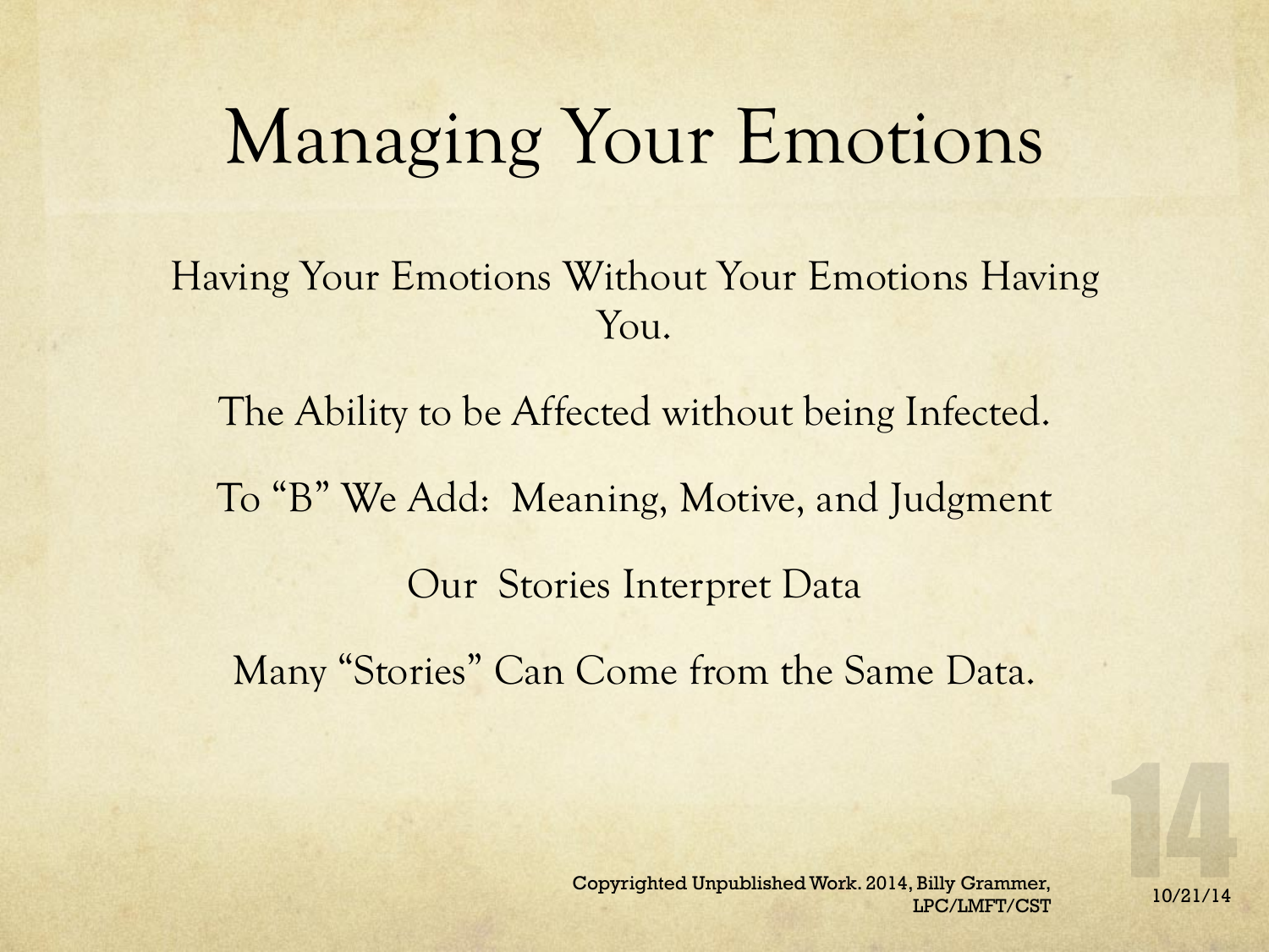# Managing Your Emotions

Having Your Emotions Without Your Emotions Having You.

The Ability to be Affected without being Infected.

To "B" We Add:  Meaning, Motive, and Judgment

Our  Stories Interpret Data

Many "Stories" Can Come from the Same Data.

Copyrighted Unpublished Work. 2014, Billy Grammer, LPC/LMFT/CST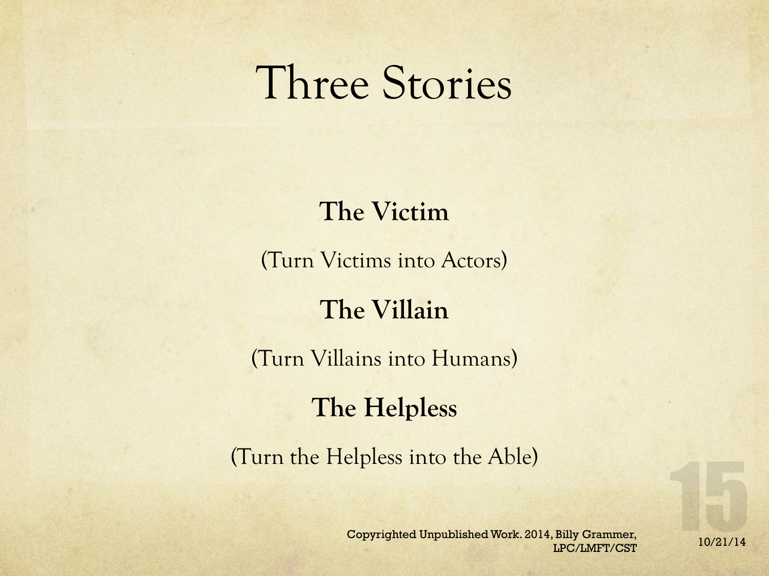# Three Stories

**The Victim**

(Turn Victims into Actors)

**The Villain**

(Turn Villains into Humans)

**The Helpless**

(Turn the Helpless into the Able)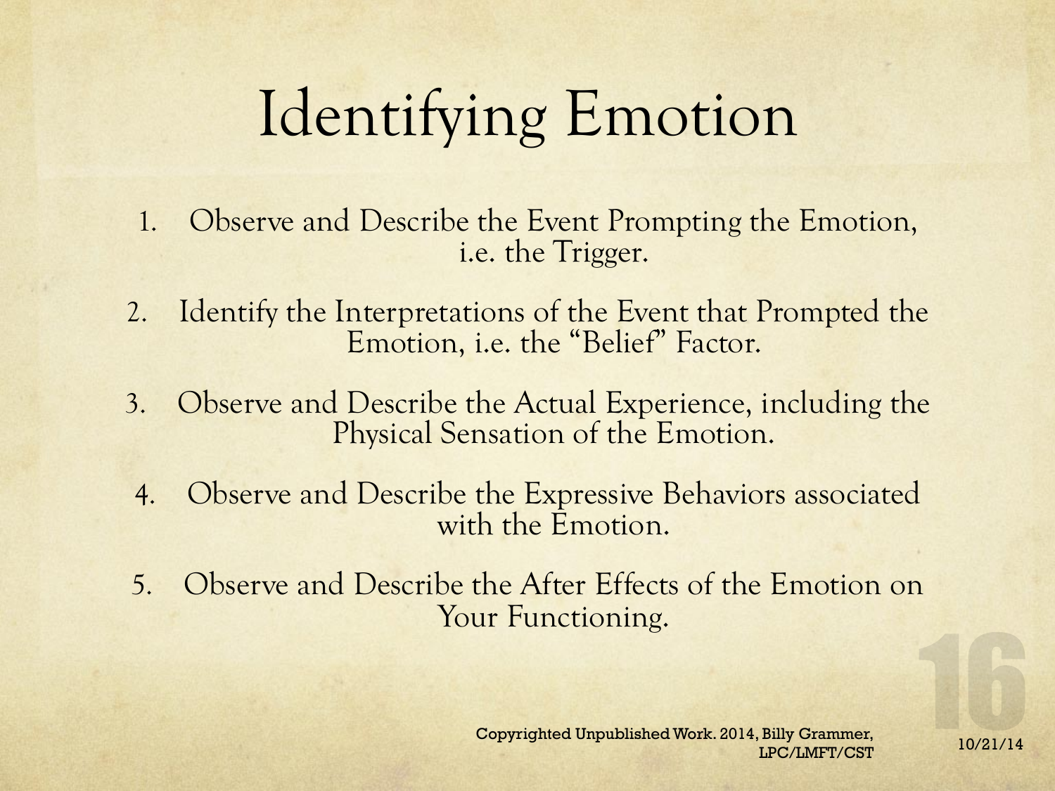# Identifying Emotion

1. Observe and Describe the Event Prompting the Emotion, i.e. the Trigger.
2. Identify the Interpretations of the Event that Prompted the Emotion, i.e. the "Belief" Factor.
3. Observe and Describe the Actual Experience, including the Physical Sensation of the Emotion.
4. Observe and Describe the Expressive Behaviors associated with the Emotion.
5. Observe and Describe the After Effects of the Emotion on Your Functioning.

Copyrighted Unpublished Work. 2014, Billy Grammer, LPC/LMFT/CST

10/21/14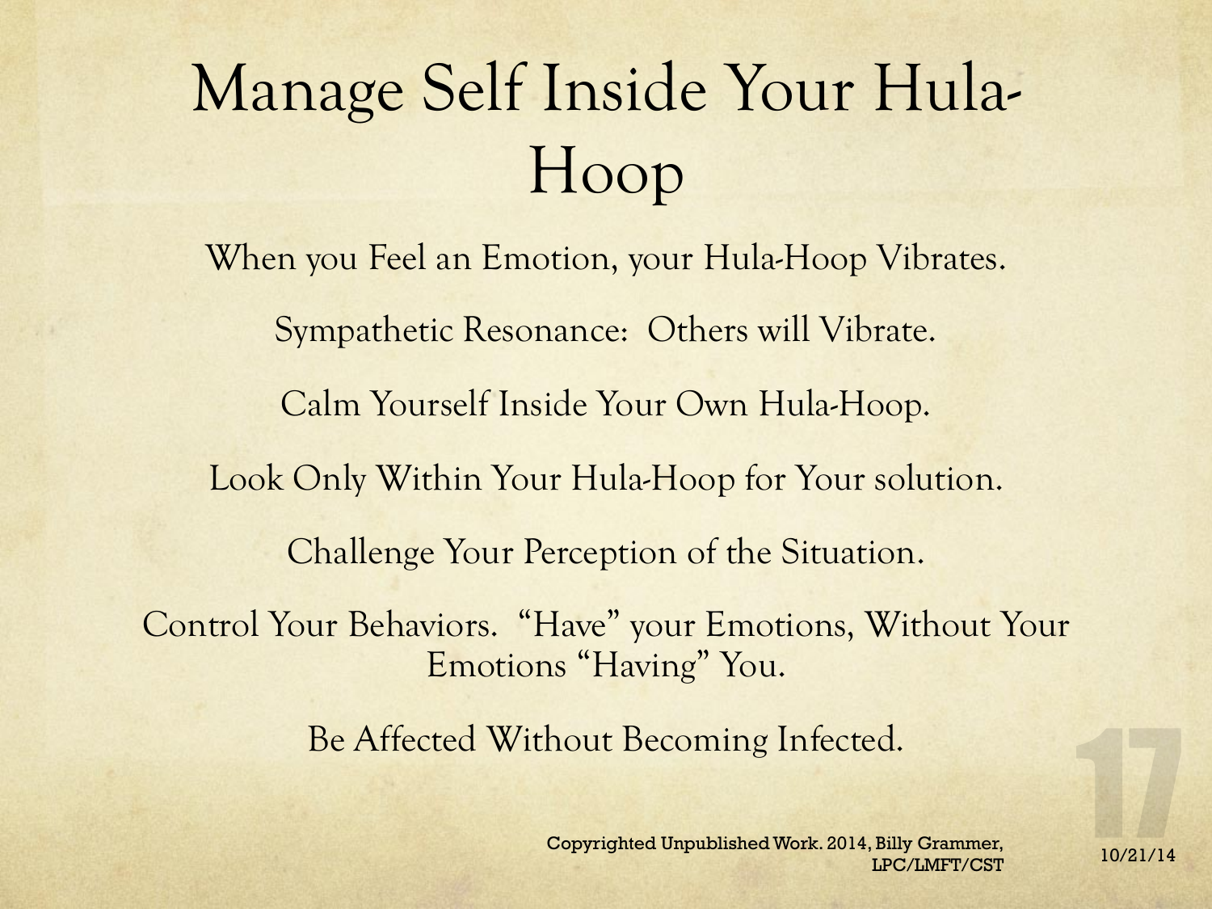# Manage Self Inside Your Hula-Hoop

When you Feel an Emotion, your Hula-Hoop Vibrates.

Sympathetic Resonance:  Others will Vibrate.

Calm Yourself Inside Your Own Hula-Hoop.

Look Only Within Your Hula-Hoop for Your solution.

Challenge Your Perception of the Situation.

Control Your Behaviors.  "Have" your Emotions, Without Your Emotions "Having" You.

Be Affected Without Becoming Infected.

Copyrighted Unpublished Work. 2014, Billy Grammer, LPC/LMFT/CST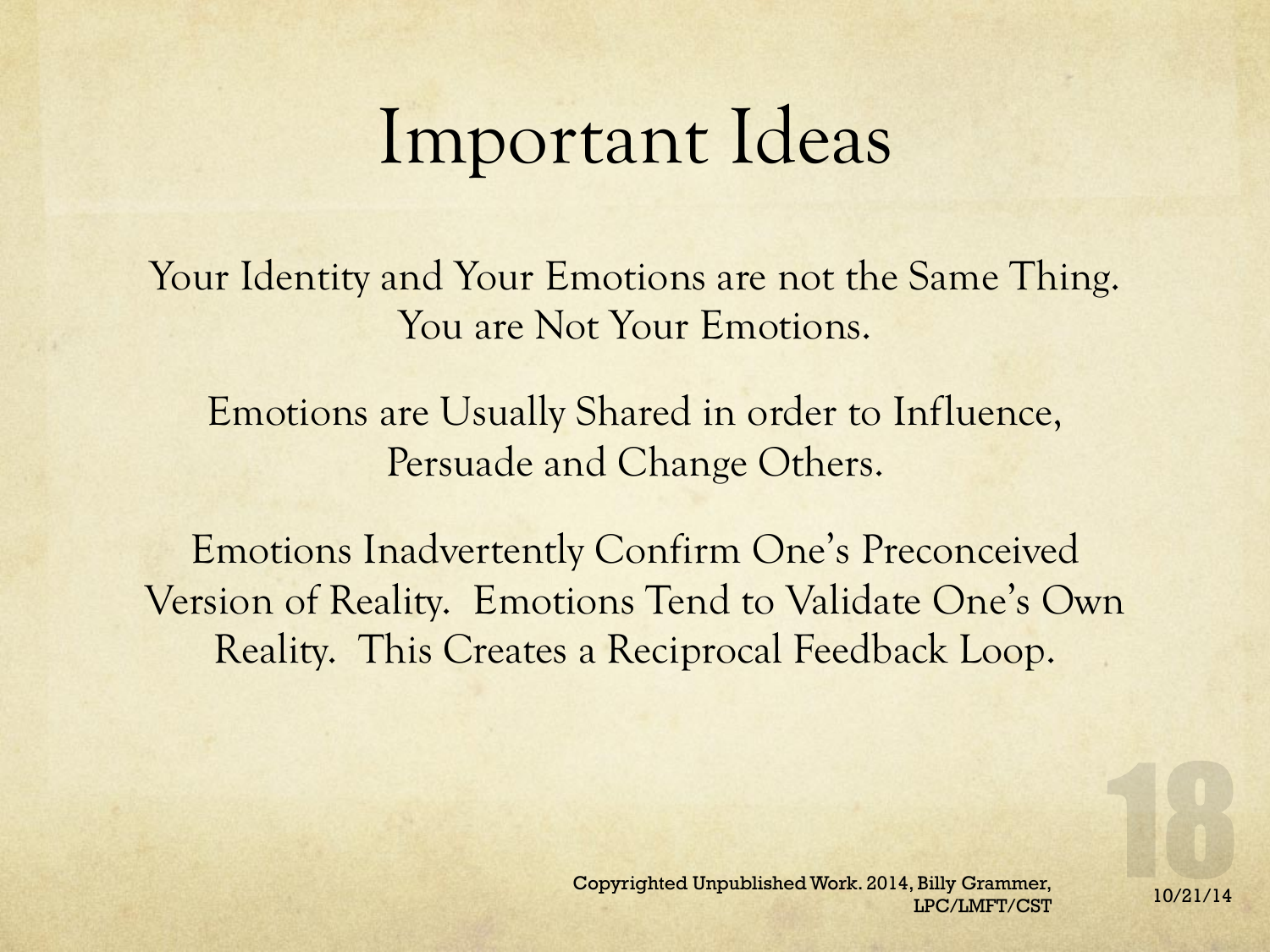# Important Ideas

Your Identity and Your Emotions are not the Same Thing. You are Not Your Emotions.

Emotions are Usually Shared in order to Influence, Persuade and Change Others.

Emotions Inadvertently Confirm One's Preconceived Version of Reality. Emotions Tend to Validate One's Own Reality. This Creates a Reciprocal Feedback Loop.

Copyrighted Unpublished Work. 2014, Billy Grammer, LPC/LMFT/CST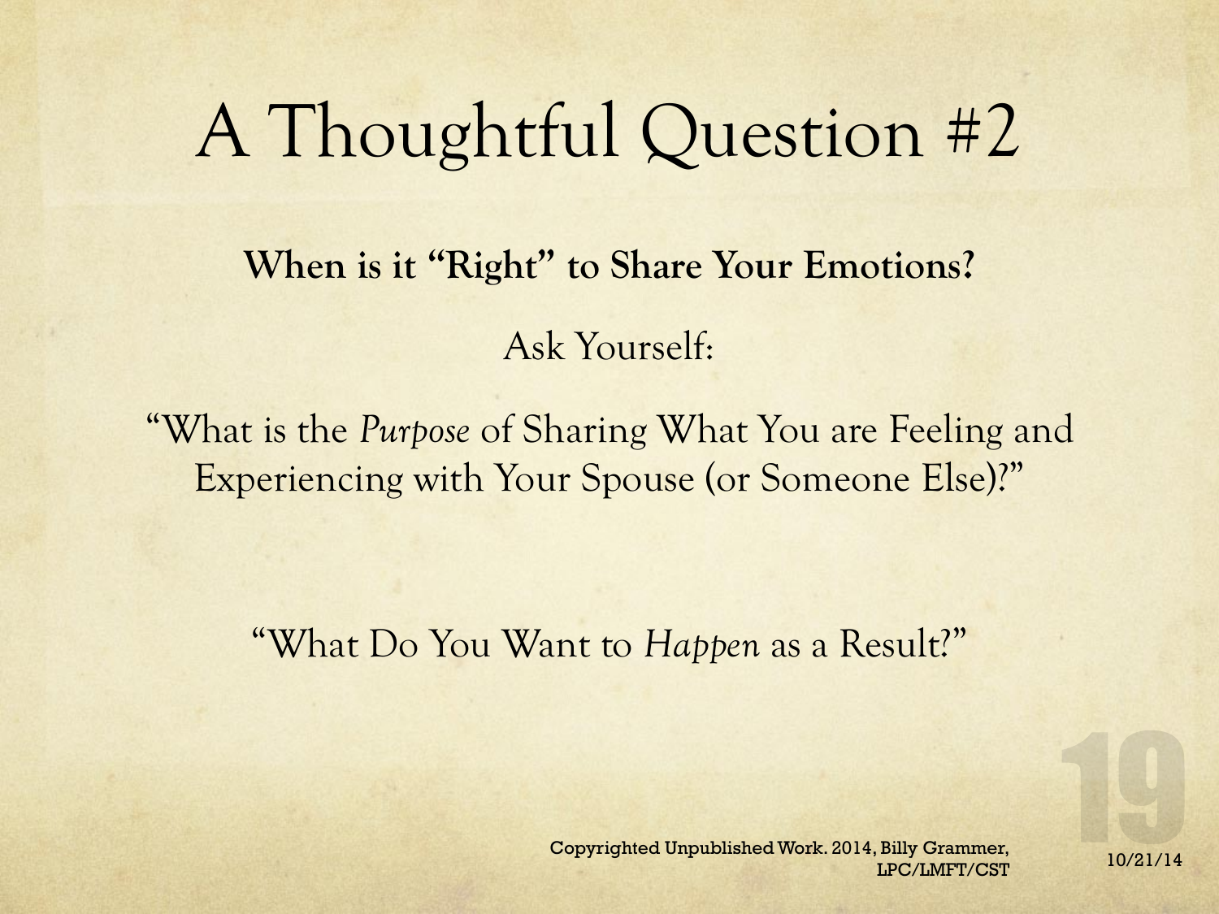# A Thoughtful Question #2

**When is it "Right" to Share Your Emotions?**

Ask Yourself:

"What is the *Purpose* of Sharing What You are Feeling and Experiencing with Your Spouse (or Someone Else)?"

"What Do You Want to *Happen* as a Result?"

Copyrighted Unpublished Work. 2014, Billy Grammer, LPC/LMFT/CST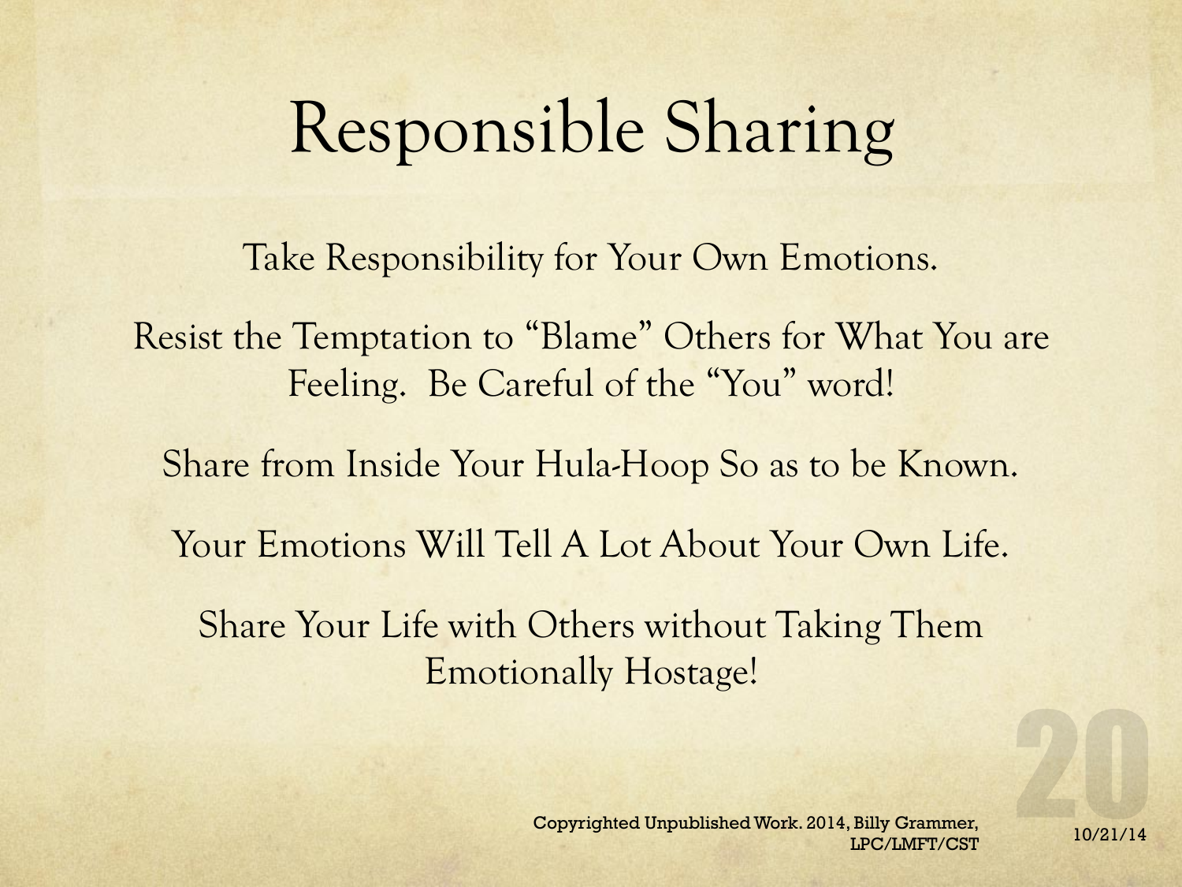# Responsible Sharing

Take Responsibility for Your Own Emotions.

Resist the Temptation to "Blame" Others for What You are Feeling. Be Careful of the "You" word!

Share from Inside Your Hula-Hoop So as to be Known.

Your Emotions Will Tell A Lot About Your Own Life.

Share Your Life with Others without Taking Them Emotionally Hostage!

Copyrighted Unpublished Work. 2014, Billy Grammer, LPC/LMFT/CST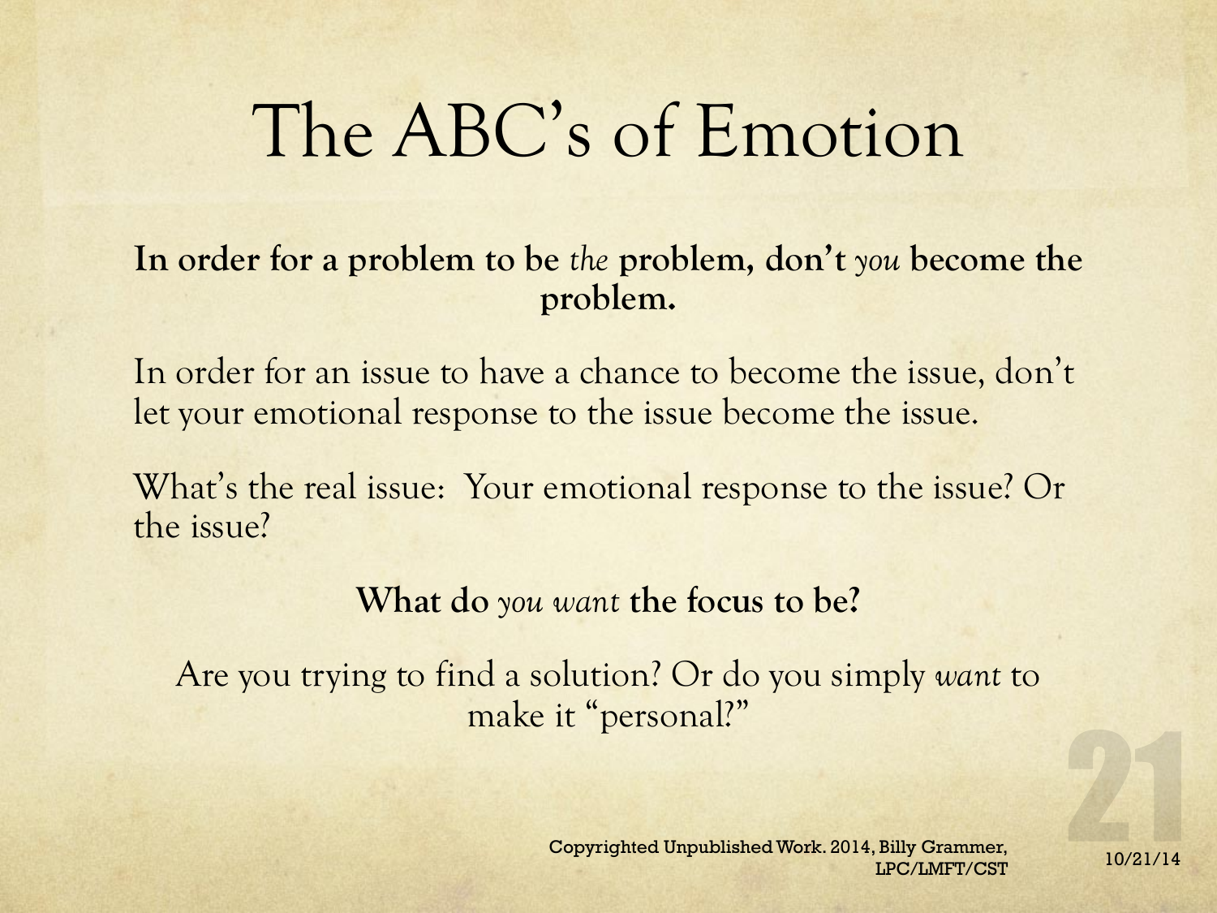# The ABC's of Emotion

**In order for a problem to be *the* problem, don't *you* become the problem.**

In order for an issue to have a chance to become the issue, don't let your emotional response to the issue become the issue.

What's the real issue: Your emotional response to the issue? Or the issue?

**What do *you want* the focus to be?**

Are you trying to find a solution? Or do you simply *want* to make it "personal?"

Copyrighted Unpublished Work. 2014, Billy Grammer, LPC/LMFT/CST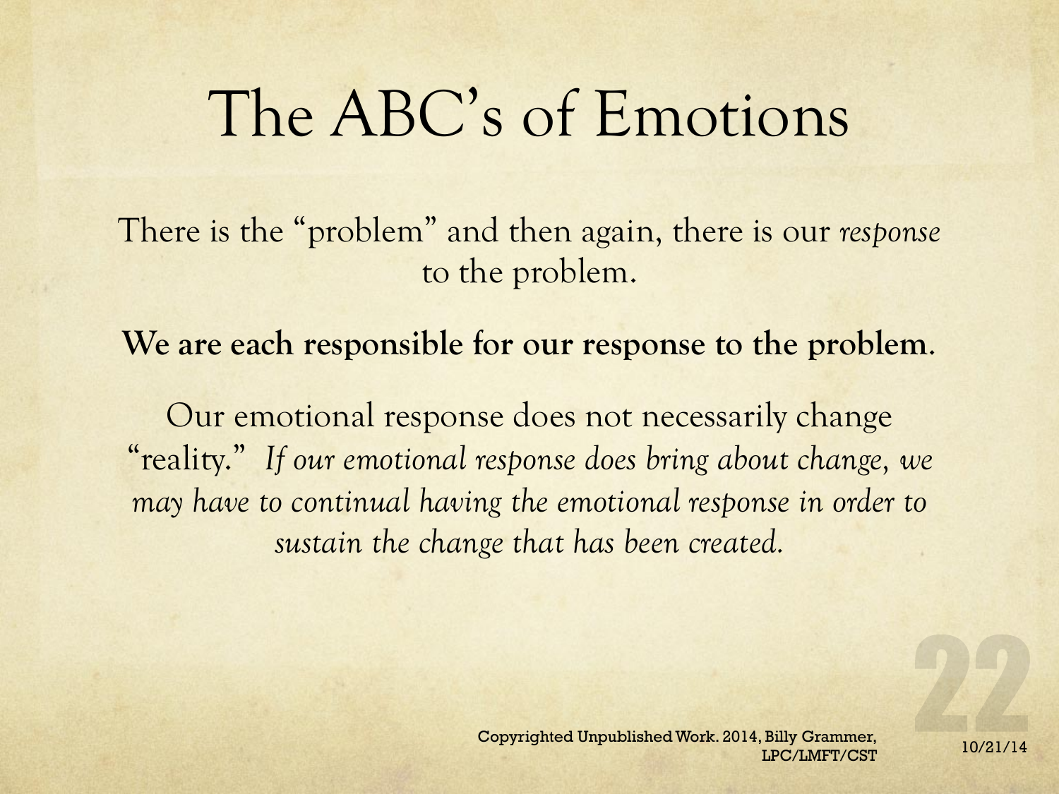# The ABC's of Emotions

There is the "problem" and then again, there is our *response* to the problem.

**We are each responsible for our response to the problem.**

Our emotional response does not necessarily change "reality." *If our emotional response does bring about change, we may have to continual having the emotional response in order to sustain the change that has been created.*

Copyrighted Unpublished Work. 2014, Billy Grammer, LPC/LMFT/CST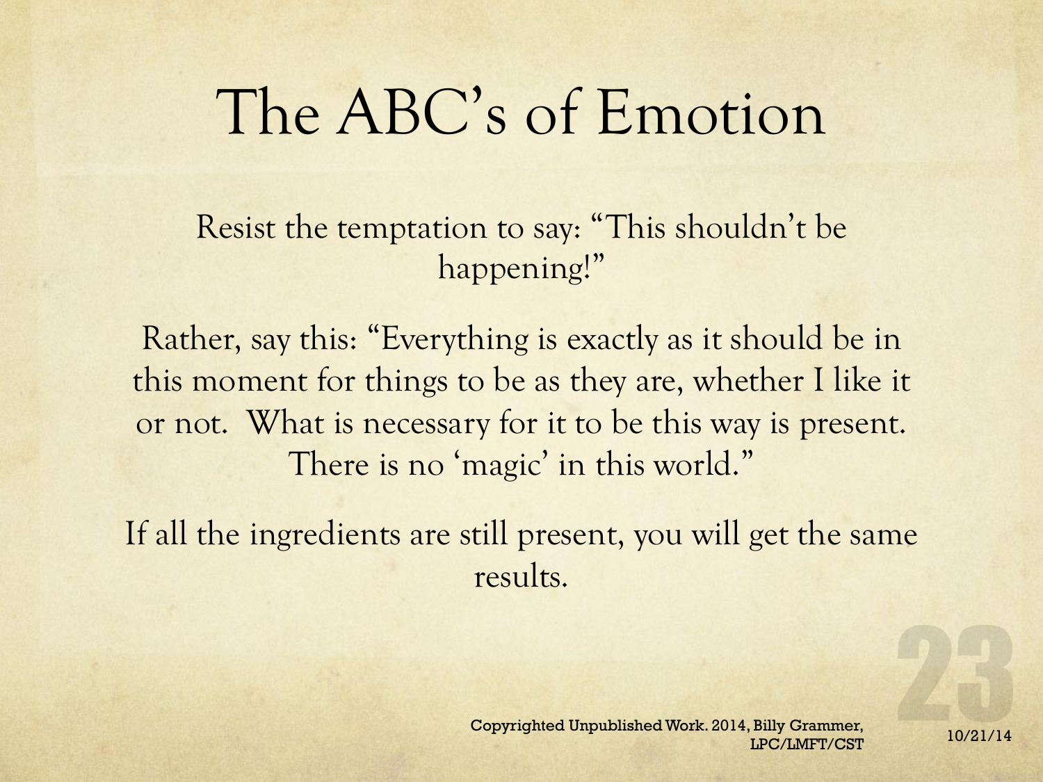# The ABC's of Emotion

Resist the temptation to say: "This shouldn't be happening!"

Rather, say this: "Everything is exactly as it should be in this moment for things to be as they are, whether I like it or not. What is necessary for it to be this way is present. There is no 'magic' in this world."

If all the ingredients are still present, you will get the same results.

Copyrighted Unpublished Work. 2014, Billy Grammer, LPC/LMFT/CST